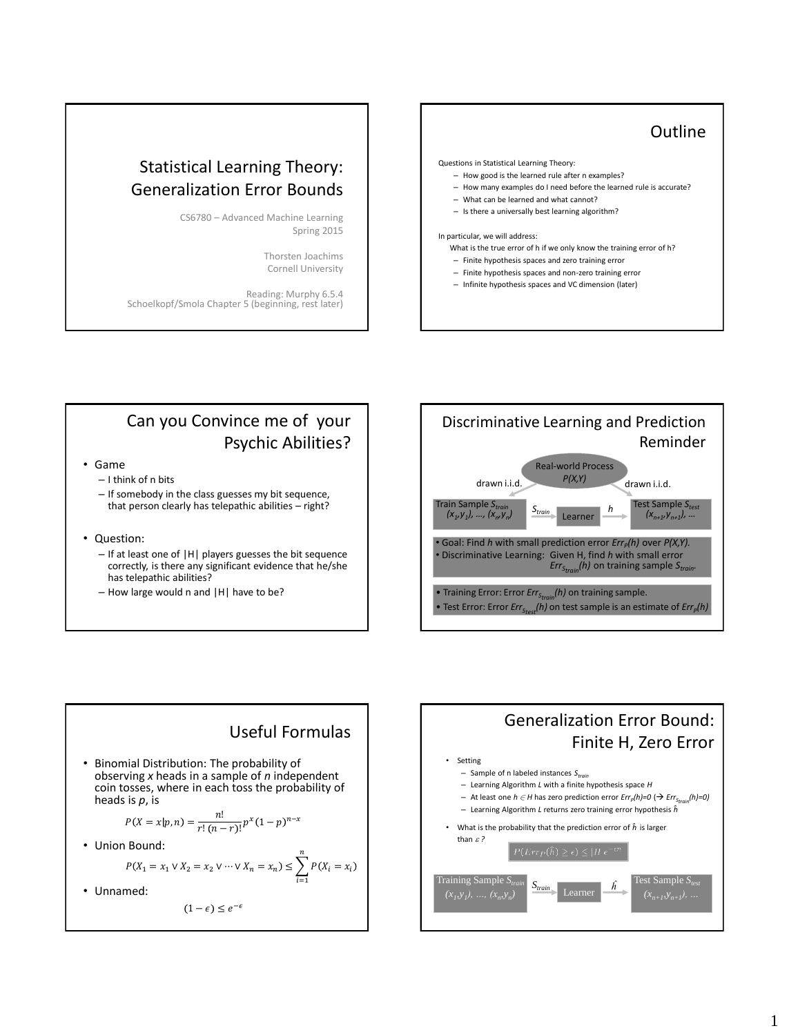# Statistical Learning Theory: Generalization Error Bounds

CS6780 – Advanced Machine Learning
Spring 2015

Thorsten Joachims
Cornell University

Reading: Murphy 6.5.4
Schoelkopf/Smola Chapter 5 (beginning, rest later)

## Outline

Questions in Statistical Learning Theory:

- How good is the learned rule after n examples?
- How many examples do I need before the learned rule is accurate?
- What can be learned and what cannot?
- Is there a universally best learning algorithm?

In particular, we will address:

What is the true error of h if we only know the training error of h?

- Finite hypothesis spaces and zero training error
- Finite hypothesis spaces and non-zero training error
- Infinite hypothesis spaces and VC dimension (later)

## Can you Convince me of your Psychic Abilities?

- Game
  - I think of n bits
  - If somebody in the class guesses my bit sequence, that person clearly has telepathic abilities – right?
- Question:
  - If at least one of |H| players guesses the bit sequence correctly, is there any significant evidence that he/she has telepathic abilities?
  - How large would n and |H| have to be?

## Discriminative Learning and Prediction Reminder

Real-world Process $P(X,Y)$

drawn i.i.d. → Train Sample $S_{train}$ $(x_1,y_1), \ldots, (x_n,y_n)$ → $S_{train}$ → Learner → $h$ → Test Sample $S_{test}$ $(x_{n+1},y_{n+1}), \ldots$ ← drawn i.i.d.

- Goal: Find *h* with small prediction error $Err_P(h)$ over $P(X,Y)$.
- Discriminative Learning: Given H, find *h* with small error $Err_{S_{train}}(h)$ on training sample $S_{train}$.

- Training Error: Error $Err_{S_{train}}(h)$ on training sample.
- Test Error: Error $Err_{S_{test}}(h)$ on test sample is an estimate of $Err_P(h)$

## Useful Formulas

- Binomial Distribution: The probability of observing *x* heads in a sample of *n* independent coin tosses, where in each toss the probability of heads is *p*, is

$$P(X = x|p,n) = \frac{n!}{r!\,(n-r)!} p^x (1-p)^{n-x}$$

- Union Bound:

$$P(X_1 = x_1 \vee X_2 = x_2 \vee \cdots \vee X_n = x_n) \leq \sum_{i=1}^{n} P(X_i = x_i)$$

- Unnamed:

$$(1-\epsilon) \leq e^{-\epsilon}$$

## Generalization Error Bound: Finite H, Zero Error

- Setting
  - Sample of n labeled instances $S_{train}$
  - Learning Algorithm *L* with a finite hypothesis space *H*
  - At least one $h \in H$ has zero prediction error $Err_P(h)=0$ (→ $Err_{S_{train}}(h)=0$)
  - Learning Algorithm *L* returns zero training error hypothesis $\hat{h}$
- What is the probability that the prediction error of $\hat{h}$ is larger than $\varepsilon$?

$$P(Err_P(\hat{h}) \geq \epsilon) \leq |H|\, e^{-\epsilon n}$$

Training Sample $S_{train}$ $(x_1,y_1), \ldots, (x_n,y_n)$ → $S_{train}$ → Learner → $\hat{h}$ → Test Sample $S_{test}$ $(x_{n+1},y_{n+1}), \ldots$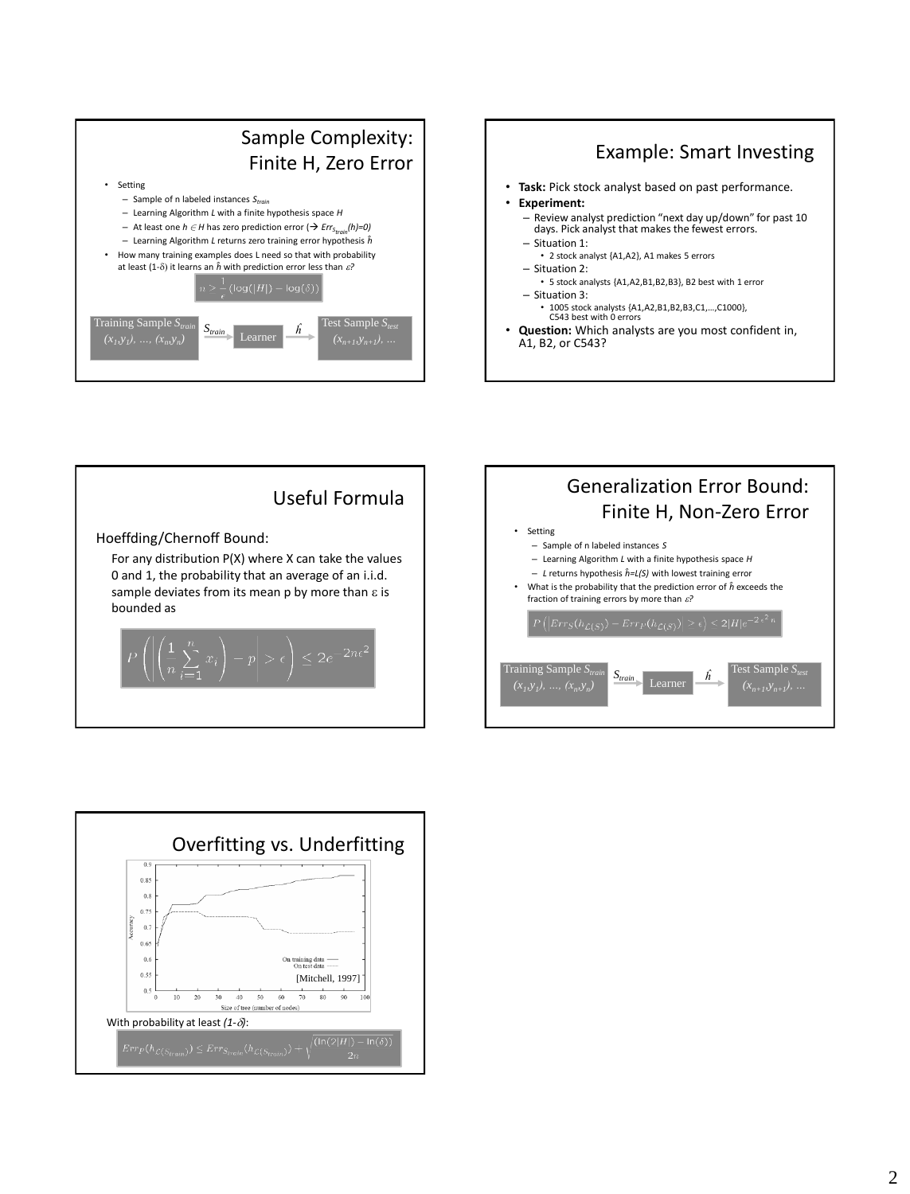## Sample Complexity: Finite H, Zero Error

- Setting
  - Sample of n labeled instances $S_{train}$
  - Learning Algorithm *L* with a finite hypothesis space *H*
  - At least one $h \in H$ has zero prediction error (→ $Err_{S_{train}}(h)=0$)
  - Learning Algorithm *L* returns zero training error hypothesis $\hat{h}$
- How many training examples does L need so that with probability at least $(1-\delta)$ it learns an $\hat{h}$ with prediction error less than $\varepsilon$?

$$n > \frac{1}{\epsilon}\left(\log(|H|) - \log(\delta)\right)$$

Training Sample $S_{train}$ $(x_1,y_1), \ldots, (x_n,y_n)$ → $S_{train}$ → Learner → $\hat{h}$ → Test Sample $S_{test}$ $(x_{n+1},y_{n+1}), \ldots$

## Example: Smart Investing

- **Task:** Pick stock analyst based on past performance.
- **Experiment:**
  - Review analyst prediction "next day up/down" for past 10 days. Pick analyst that makes the fewest errors.
  - Situation 1:
    - 2 stock analyst {A1,A2}, A1 makes 5 errors
  - Situation 2:
    - 5 stock analysts {A1,A2,B1,B2,B3}, B2 best with 1 error
  - Situation 3:
    - 1005 stock analysts {A1,A2,B1,B2,B3,C1,…,C1000}, C543 best with 0 errors
- **Question:** Which analysts are you most confident in, A1, B2, or C543?

## Useful Formula

Hoeffding/Chernoff Bound:

For any distribution P(X) where X can take the values 0 and 1, the probability that an average of an i.i.d. sample deviates from its mean p by more than $\varepsilon$ is bounded as

$$P\left(\left|\left(\frac{1}{n}\sum_{i=1}^{n} x_i\right) - p\right| > \epsilon\right) \leq 2e^{-2n\epsilon^2}$$

## Generalization Error Bound: Finite H, Non-Zero Error

- Setting
  - Sample of n labeled instances *S*
  - Learning Algorithm *L* with a finite hypothesis space *H*
  - *L* returns hypothesis $\hat{h}=L(S)$ with lowest training error
- What is the probability that the prediction error of $\hat{h}$ exceeds the fraction of training errors by more than $\varepsilon$?

$$P\left(\left|Err_S(h_{\mathcal{L}(S)}) - Err_P(h_{\mathcal{L}(S)})\right| > \epsilon\right) \leq 2|H|e^{-2\epsilon^2 n}$$

Training Sample $S_{train}$ $(x_1,y_1), \ldots, (x_n,y_n)$ → $S_{train}$ → Learner → $\hat{h}$ → Test Sample $S_{test}$ $(x_{n+1},y_{n+1}), \ldots$

## Overfitting vs. Underfitting

Accuracy
0.9
0.85
0.8
0.75
0.7
0.65
0.6
0.55
0.5
0 10 20 30 40 50 60 70 80 90 100
Size of tree (number of nodes)
On training data
On test data
[Mitchell, 1997]

With probability at least $(1-\delta)$:

$$Err_P(h_{\mathcal{L}(S_{train})}) \leq Err_{S_{train}}(h_{\mathcal{L}(S_{train})}) + \sqrt{\frac{\ln(2|H|) - \ln(\delta)}{2n}}$$